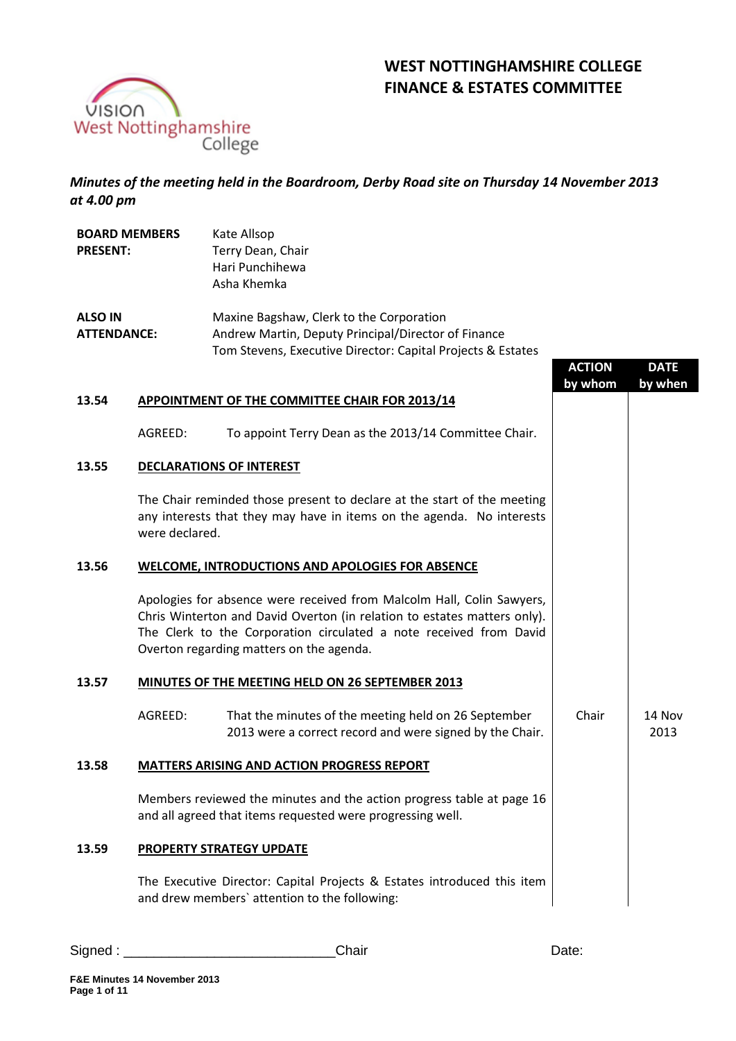# WEST NOTTINGHAMSHIRE COLLEGE
# FINANCE & ESTATES COMMITTEE

*Minutes of the meeting held in the Boardroom, Derby Road site on Thursday 14 November 2013 at 4.00 pm*

**BOARD MEMBERS PRESENT:**
Kate Allsop
Terry Dean, Chair
Hari Punchihewa
Asha Khemka

**ALSO IN ATTENDANCE:**
Maxine Bagshaw, Clerk to the Corporation
Andrew Martin, Deputy Principal/Director of Finance
Tom Stevens, Executive Director: Capital Projects & Estates

| | | ACTION by whom | DATE by when |
|---|---|---|---|
| **13.54** | **APPOINTMENT OF THE COMMITTEE CHAIR FOR 2013/14** | | |
| | AGREED: To appoint Terry Dean as the 2013/14 Committee Chair. | | |
| **13.55** | **DECLARATIONS OF INTEREST** | | |
| | The Chair reminded those present to declare at the start of the meeting any interests that they may have in items on the agenda. No interests were declared. | | |
| **13.56** | **WELCOME, INTRODUCTIONS AND APOLOGIES FOR ABSENCE** | | |
| | Apologies for absence were received from Malcolm Hall, Colin Sawyers, Chris Winterton and David Overton (in relation to estates matters only). The Clerk to the Corporation circulated a note received from David Overton regarding matters on the agenda. | | |
| **13.57** | **MINUTES OF THE MEETING HELD ON 26 SEPTEMBER 2013** | | |
| | AGREED: That the minutes of the meeting held on 26 September 2013 were a correct record and were signed by the Chair. | Chair | 14 Nov 2013 |
| **13.58** | **MATTERS ARISING AND ACTION PROGRESS REPORT** | | |
| | Members reviewed the minutes and the action progress table at page 16 and all agreed that items requested were progressing well. | | |
| **13.59** | **PROPERTY STRATEGY UPDATE** | | |
| | The Executive Director: Capital Projects & Estates introduced this item and drew members` attention to the following: | | |

Signed : ____________________________Chair Date: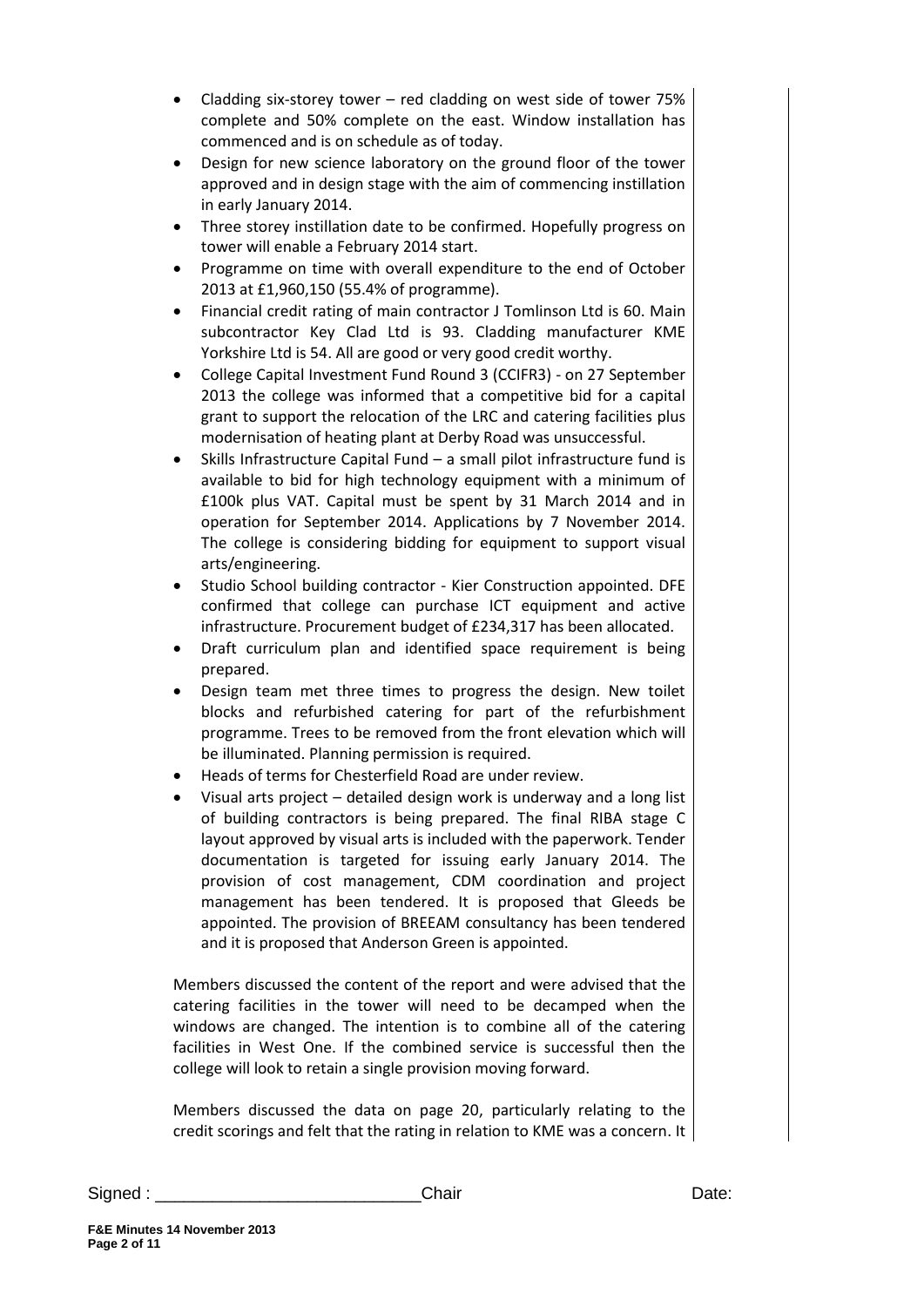- Cladding six-storey tower – red cladding on west side of tower 75% complete and 50% complete on the east. Window installation has commenced and is on schedule as of today.
- Design for new science laboratory on the ground floor of the tower approved and in design stage with the aim of commencing instillation in early January 2014.
- Three storey instillation date to be confirmed. Hopefully progress on tower will enable a February 2014 start.
- Programme on time with overall expenditure to the end of October 2013 at £1,960,150 (55.4% of programme).
- Financial credit rating of main contractor J Tomlinson Ltd is 60. Main subcontractor Key Clad Ltd is 93. Cladding manufacturer KME Yorkshire Ltd is 54. All are good or very good credit worthy.
- College Capital Investment Fund Round 3 (CCIFR3) - on 27 September 2013 the college was informed that a competitive bid for a capital grant to support the relocation of the LRC and catering facilities plus modernisation of heating plant at Derby Road was unsuccessful.
- Skills Infrastructure Capital Fund – a small pilot infrastructure fund is available to bid for high technology equipment with a minimum of £100k plus VAT. Capital must be spent by 31 March 2014 and in operation for September 2014. Applications by 7 November 2014. The college is considering bidding for equipment to support visual arts/engineering.
- Studio School building contractor - Kier Construction appointed. DFE confirmed that college can purchase ICT equipment and active infrastructure. Procurement budget of £234,317 has been allocated.
- Draft curriculum plan and identified space requirement is being prepared.
- Design team met three times to progress the design. New toilet blocks and refurbished catering for part of the refurbishment programme. Trees to be removed from the front elevation which will be illuminated. Planning permission is required.
- Heads of terms for Chesterfield Road are under review.
- Visual arts project – detailed design work is underway and a long list of building contractors is being prepared. The final RIBA stage C layout approved by visual arts is included with the paperwork. Tender documentation is targeted for issuing early January 2014. The provision of cost management, CDM coordination and project management has been tendered. It is proposed that Gleeds be appointed. The provision of BREEAM consultancy has been tendered and it is proposed that Anderson Green is appointed.

Members discussed the content of the report and were advised that the catering facilities in the tower will need to be decamped when the windows are changed. The intention is to combine all of the catering facilities in West One. If the combined service is successful then the college will look to retain a single provision moving forward.

Members discussed the data on page 20, particularly relating to the credit scorings and felt that the rating in relation to KME was a concern. It

Signed : ____________________________Chair Date: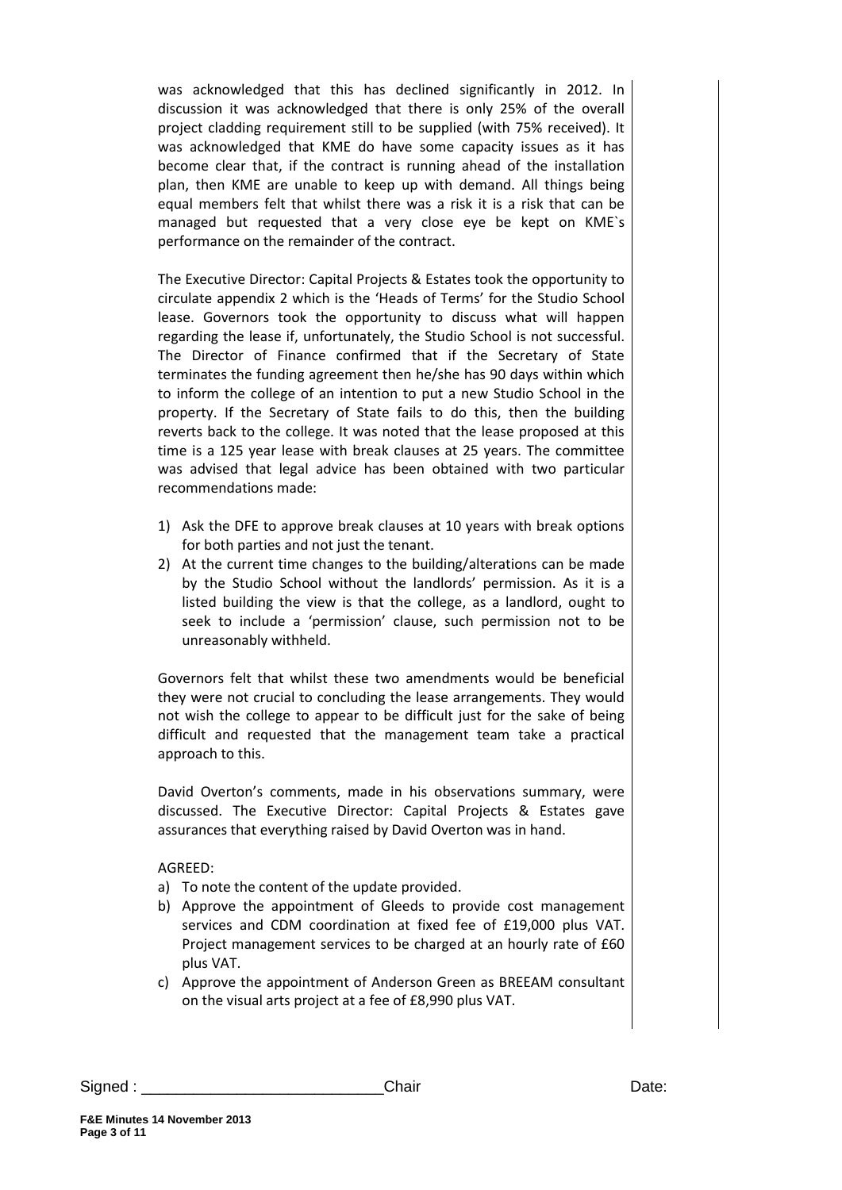was acknowledged that this has declined significantly in 2012. In discussion it was acknowledged that there is only 25% of the overall project cladding requirement still to be supplied (with 75% received). It was acknowledged that KME do have some capacity issues as it has become clear that, if the contract is running ahead of the installation plan, then KME are unable to keep up with demand. All things being equal members felt that whilst there was a risk it is a risk that can be managed but requested that a very close eye be kept on KME`s performance on the remainder of the contract.

The Executive Director: Capital Projects & Estates took the opportunity to circulate appendix 2 which is the 'Heads of Terms' for the Studio School lease. Governors took the opportunity to discuss what will happen regarding the lease if, unfortunately, the Studio School is not successful. The Director of Finance confirmed that if the Secretary of State terminates the funding agreement then he/she has 90 days within which to inform the college of an intention to put a new Studio School in the property. If the Secretary of State fails to do this, then the building reverts back to the college. It was noted that the lease proposed at this time is a 125 year lease with break clauses at 25 years. The committee was advised that legal advice has been obtained with two particular recommendations made:

1) Ask the DFE to approve break clauses at 10 years with break options for both parties and not just the tenant.
2) At the current time changes to the building/alterations can be made by the Studio School without the landlords' permission. As it is a listed building the view is that the college, as a landlord, ought to seek to include a 'permission' clause, such permission not to be unreasonably withheld.

Governors felt that whilst these two amendments would be beneficial they were not crucial to concluding the lease arrangements. They would not wish the college to appear to be difficult just for the sake of being difficult and requested that the management team take a practical approach to this.

David Overton's comments, made in his observations summary, were discussed. The Executive Director: Capital Projects & Estates gave assurances that everything raised by David Overton was in hand.

AGREED:

a) To note the content of the update provided.
b) Approve the appointment of Gleeds to provide cost management services and CDM coordination at fixed fee of £19,000 plus VAT. Project management services to be charged at an hourly rate of £60 plus VAT.
c) Approve the appointment of Anderson Green as BREEAM consultant on the visual arts project at a fee of £8,990 plus VAT.

Signed : \_\_\_\_\_\_\_\_\_\_\_\_\_\_\_\_\_\_\_\_\_\_\_\_\_\_\_\_Chair Date: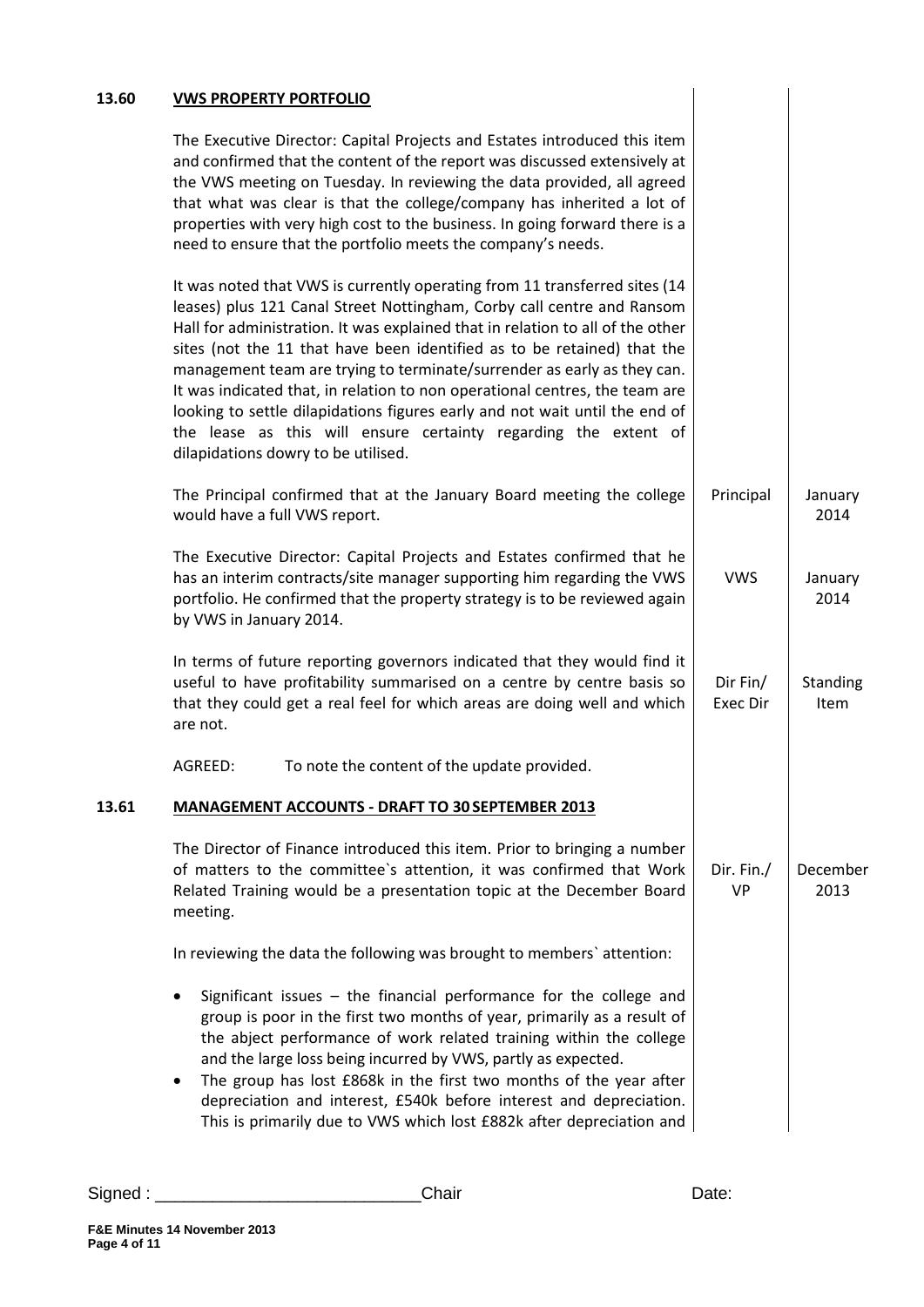**13.60 VWS PROPERTY PORTFOLIO**

The Executive Director: Capital Projects and Estates introduced this item and confirmed that the content of the report was discussed extensively at the VWS meeting on Tuesday. In reviewing the data provided, all agreed that what was clear is that the college/company has inherited a lot of properties with very high cost to the business. In going forward there is a need to ensure that the portfolio meets the company's needs.

It was noted that VWS is currently operating from 11 transferred sites (14 leases) plus 121 Canal Street Nottingham, Corby call centre and Ransom Hall for administration. It was explained that in relation to all of the other sites (not the 11 that have been identified as to be retained) that the management team are trying to terminate/surrender as early as they can. It was indicated that, in relation to non operational centres, the team are looking to settle dilapidations figures early and not wait until the end of the lease as this will ensure certainty regarding the extent of dilapidations dowry to be utilised.

| | | |
|---|---|---|
| The Principal confirmed that at the January Board meeting the college would have a full VWS report. | Principal | January 2014 |
| The Executive Director: Capital Projects and Estates confirmed that he has an interim contracts/site manager supporting him regarding the VWS portfolio. He confirmed that the property strategy is to be reviewed again by VWS in January 2014. | VWS | January 2014 |
| In terms of future reporting governors indicated that they would find it useful to have profitability summarised on a centre by centre basis so that they could get a real feel for which areas are doing well and which are not. | Dir Fin/ Exec Dir | Standing Item |

AGREED: To note the content of the update provided.

**13.61 MANAGEMENT ACCOUNTS - DRAFT TO 30 SEPTEMBER 2013**

| | | |
|---|---|---|
| The Director of Finance introduced this item. Prior to bringing a number of matters to the committee`s attention, it was confirmed that Work Related Training would be a presentation topic at the December Board meeting. | Dir. Fin./ VP | December 2013 |

In reviewing the data the following was brought to members` attention:

- Significant issues – the financial performance for the college and group is poor in the first two months of year, primarily as a result of the abject performance of work related training within the college and the large loss being incurred by VWS, partly as expected.
- The group has lost £868k in the first two months of the year after depreciation and interest, £540k before interest and depreciation. This is primarily due to VWS which lost £882k after depreciation and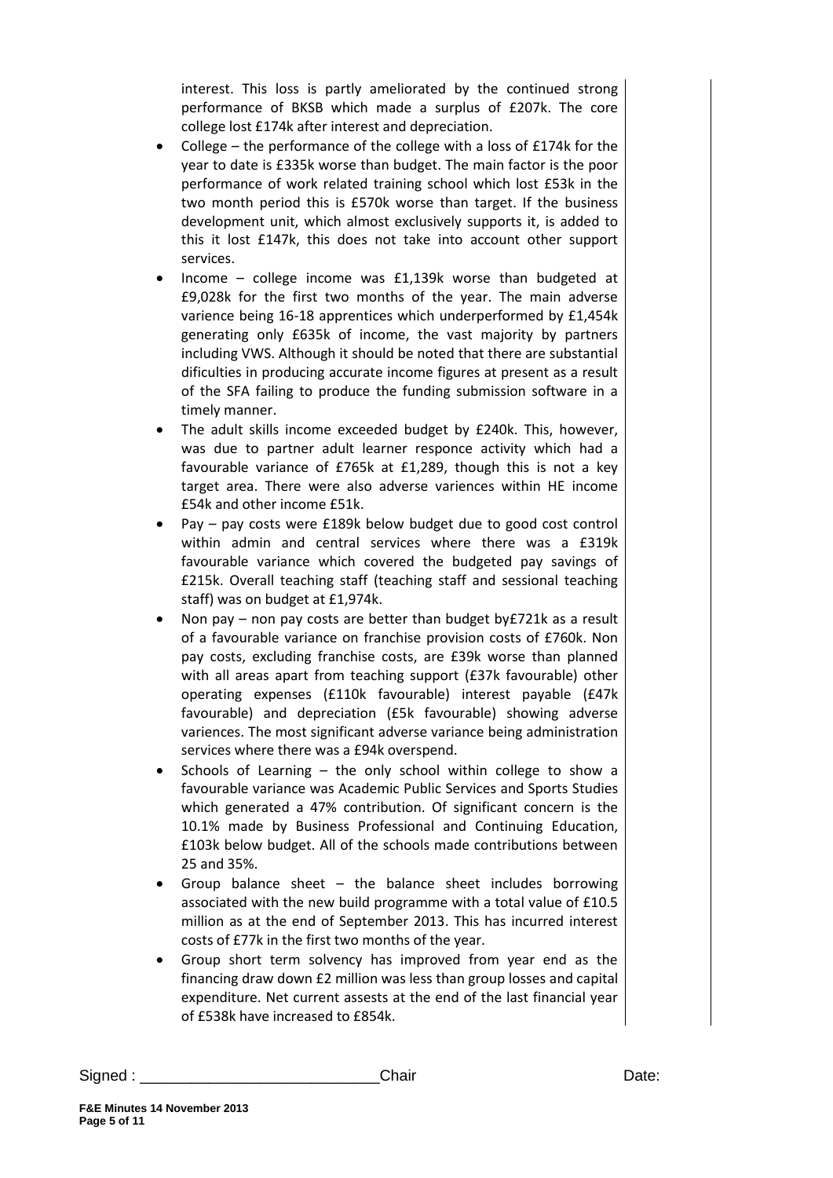interest. This loss is partly ameliorated by the continued strong performance of BKSB which made a surplus of £207k. The core college lost £174k after interest and depreciation.

- College – the performance of the college with a loss of £174k for the year to date is £335k worse than budget. The main factor is the poor performance of work related training school which lost £53k in the two month period this is £570k worse than target. If the business development unit, which almost exclusively supports it, is added to this it lost £147k, this does not take into account other support services.
- Income – college income was £1,139k worse than budgeted at £9,028k for the first two months of the year. The main adverse varience being 16-18 apprentices which underperformed by £1,454k generating only £635k of income, the vast majority by partners including VWS. Although it should be noted that there are substantial dificulties in producing accurate income figures at present as a result of the SFA failing to produce the funding submission software in a timely manner.
- The adult skills income exceeded budget by £240k. This, however, was due to partner adult learner responce activity which had a favourable variance of £765k at £1,289, though this is not a key target area. There were also adverse variences within HE income £54k and other income £51k.
- Pay – pay costs were £189k below budget due to good cost control within admin and central services where there was a £319k favourable variance which covered the budgeted pay savings of £215k. Overall teaching staff (teaching staff and sessional teaching staff) was on budget at £1,974k.
- Non pay – non pay costs are better than budget by£721k as a result of a favourable variance on franchise provision costs of £760k. Non pay costs, excluding franchise costs, are £39k worse than planned with all areas apart from teaching support (£37k favourable) other operating expenses (£110k favourable) interest payable (£47k favourable) and depreciation (£5k favourable) showing adverse variences. The most significant adverse variance being administration services where there was a £94k overspend.
- Schools of Learning – the only school within college to show a favourable variance was Academic Public Services and Sports Studies which generated a 47% contribution. Of significant concern is the 10.1% made by Business Professional and Continuing Education, £103k below budget. All of the schools made contributions between 25 and 35%.
- Group balance sheet – the balance sheet includes borrowing associated with the new build programme with a total value of £10.5 million as at the end of September 2013. This has incurred interest costs of £77k in the first two months of the year.
- Group short term solvency has improved from year end as the financing draw down £2 million was less than group losses and capital expenditure. Net current assests at the end of the last financial year of £538k have increased to £854k.

Signed : ___________________________Chair Date: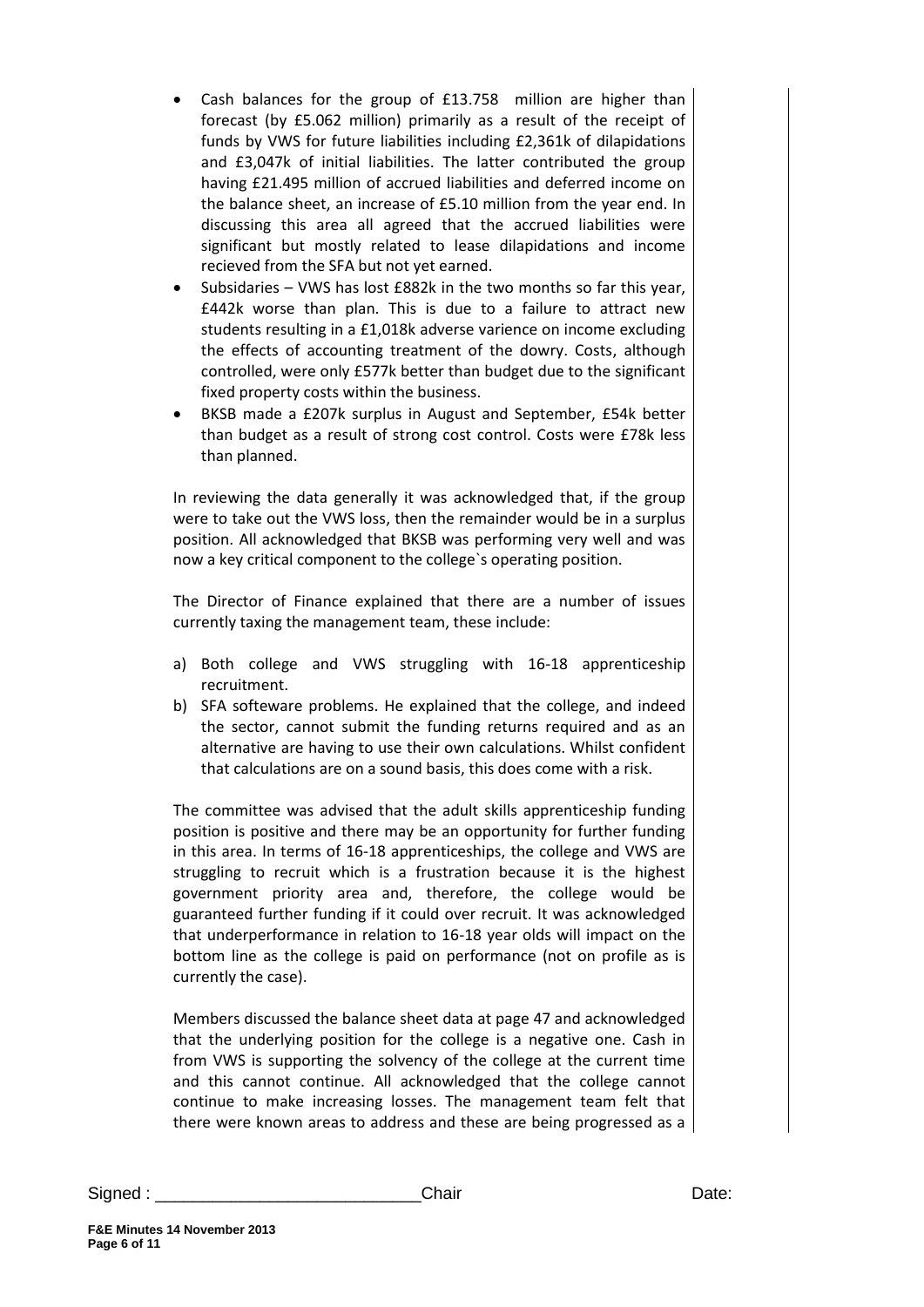- Cash balances for the group of £13.758 million are higher than forecast (by £5.062 million) primarily as a result of the receipt of funds by VWS for future liabilities including £2,361k of dilapidations and £3,047k of initial liabilities. The latter contributed the group having £21.495 million of accrued liabilities and deferred income on the balance sheet, an increase of £5.10 million from the year end. In discussing this area all agreed that the accrued liabilities were significant but mostly related to lease dilapidations and income recieved from the SFA but not yet earned.
- Subsidaries – VWS has lost £882k in the two months so far this year, £442k worse than plan. This is due to a failure to attract new students resulting in a £1,018k adverse varience on income excluding the effects of accounting treatment of the dowry. Costs, although controlled, were only £577k better than budget due to the significant fixed property costs within the business.
- BKSB made a £207k surplus in August and September, £54k better than budget as a result of strong cost control. Costs were £78k less than planned.

In reviewing the data generally it was acknowledged that, if the group were to take out the VWS loss, then the remainder would be in a surplus position. All acknowledged that BKSB was performing very well and was now a key critical component to the college`s operating position.

The Director of Finance explained that there are a number of issues currently taxing the management team, these include:

a) Both college and VWS struggling with 16-18 apprenticeship recruitment.
b) SFA softeware problems. He explained that the college, and indeed the sector, cannot submit the funding returns required and as an alternative are having to use their own calculations. Whilst confident that calculations are on a sound basis, this does come with a risk.

The committee was advised that the adult skills apprenticeship funding position is positive and there may be an opportunity for further funding in this area. In terms of 16-18 apprenticeships, the college and VWS are struggling to recruit which is a frustration because it is the highest government priority area and, therefore, the college would be guaranteed further funding if it could over recruit. It was acknowledged that underperformance in relation to 16-18 year olds will impact on the bottom line as the college is paid on performance (not on profile as is currently the case).

Members discussed the balance sheet data at page 47 and acknowledged that the underlying position for the college is a negative one. Cash in from VWS is supporting the solvency of the college at the current time and this cannot continue. All acknowledged that the college cannot continue to make increasing losses. The management team felt that there were known areas to address and these are being progressed as a

Signed : ___________________________ Chair Date: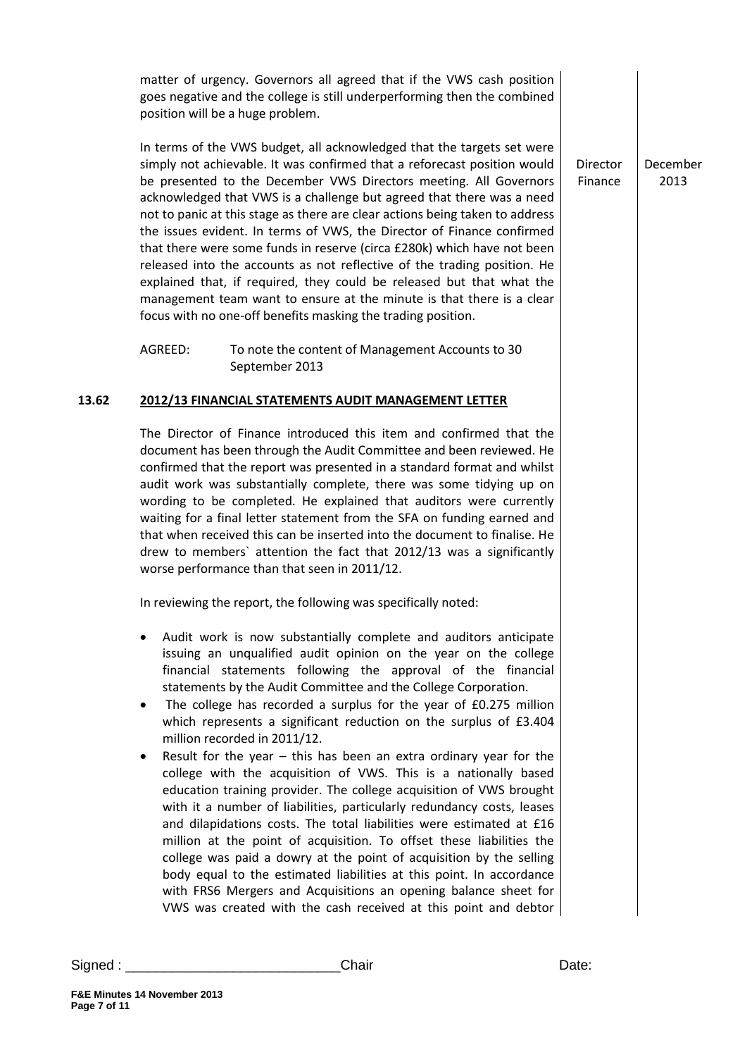matter of urgency. Governors all agreed that if the VWS cash position goes negative and the college is still underperforming then the combined position will be a huge problem.

In terms of the VWS budget, all acknowledged that the targets set were simply not achievable. It was confirmed that a reforecast position would be presented to the December VWS Directors meeting. All Governors acknowledged that VWS is a challenge but agreed that there was a need not to panic at this stage as there are clear actions being taken to address the issues evident. In terms of VWS, the Director of Finance confirmed that there were some funds in reserve (circa £280k) which have not been released into the accounts as not reflective of the trading position. He explained that, if required, they could be released but that what the management team want to ensure at the minute is that there is a clear focus with no one-off benefits masking the trading position.

| Action | Date |
|---|---|
| Director Finance | December 2013 |

AGREED: To note the content of Management Accounts to 30 September 2013

## 13.62 2012/13 FINANCIAL STATEMENTS AUDIT MANAGEMENT LETTER

The Director of Finance introduced this item and confirmed that the document has been through the Audit Committee and been reviewed. He confirmed that the report was presented in a standard format and whilst audit work was substantially complete, there was some tidying up on wording to be completed. He explained that auditors were currently waiting for a final letter statement from the SFA on funding earned and that when received this can be inserted into the document to finalise. He drew to members` attention the fact that 2012/13 was a significantly worse performance than that seen in 2011/12.

In reviewing the report, the following was specifically noted:

- Audit work is now substantially complete and auditors anticipate issuing an unqualified audit opinion on the year on the college financial statements following the approval of the financial statements by the Audit Committee and the College Corporation.
- The college has recorded a surplus for the year of £0.275 million which represents a significant reduction on the surplus of £3.404 million recorded in 2011/12.
- Result for the year – this has been an extra ordinary year for the college with the acquisition of VWS. This is a nationally based education training provider. The college acquisition of VWS brought with it a number of liabilities, particularly redundancy costs, leases and dilapidations costs. The total liabilities were estimated at £16 million at the point of acquisition. To offset these liabilities the college was paid a dowry at the point of acquisition by the selling body equal to the estimated liabilities at this point. In accordance with FRS6 Mergers and Acquisitions an opening balance sheet for VWS was created with the cash received at this point and debtor

Signed : \_\_\_\_\_\_\_\_\_\_\_\_\_\_\_\_\_\_\_\_\_\_\_\_\_\_\_\_Chair Date:

F&E Minutes 14 November 2013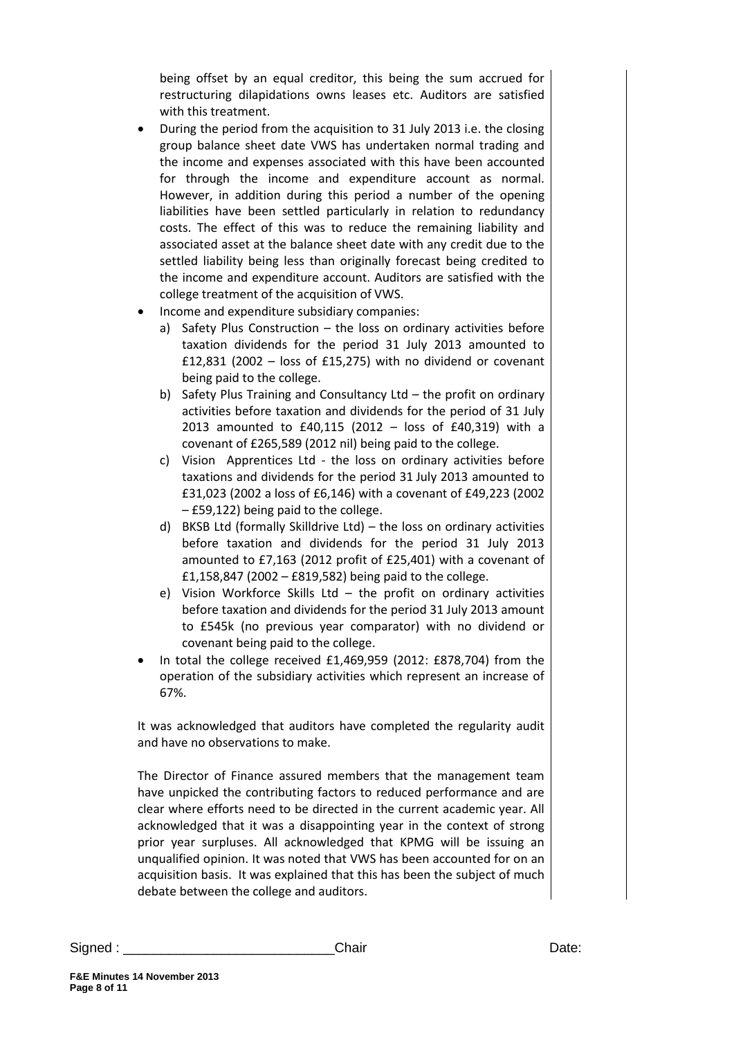being offset by an equal creditor, this being the sum accrued for restructuring dilapidations owns leases etc. Auditors are satisfied with this treatment.

- During the period from the acquisition to 31 July 2013 i.e. the closing group balance sheet date VWS has undertaken normal trading and the income and expenses associated with this have been accounted for through the income and expenditure account as normal. However, in addition during this period a number of the opening liabilities have been settled particularly in relation to redundancy costs. The effect of this was to reduce the remaining liability and associated asset at the balance sheet date with any credit due to the settled liability being less than originally forecast being credited to the income and expenditure account. Auditors are satisfied with the college treatment of the acquisition of VWS.
- Income and expenditure subsidiary companies:
  a) Safety Plus Construction – the loss on ordinary activities before taxation dividends for the period 31 July 2013 amounted to £12,831 (2002 – loss of £15,275) with no dividend or covenant being paid to the college.
  b) Safety Plus Training and Consultancy Ltd – the profit on ordinary activities before taxation and dividends for the period of 31 July 2013 amounted to £40,115 (2012 – loss of £40,319) with a covenant of £265,589 (2012 nil) being paid to the college.
  c) Vision Apprentices Ltd - the loss on ordinary activities before taxations and dividends for the period 31 July 2013 amounted to £31,023 (2002 a loss of £6,146) with a covenant of £49,223 (2002 – £59,122) being paid to the college.
  d) BKSB Ltd (formally Skilldrive Ltd) – the loss on ordinary activities before taxation and dividends for the period 31 July 2013 amounted to £7,163 (2012 profit of £25,401) with a covenant of £1,158,847 (2002 – £819,582) being paid to the college.
  e) Vision Workforce Skills Ltd – the profit on ordinary activities before taxation and dividends for the period 31 July 2013 amount to £545k (no previous year comparator) with no dividend or covenant being paid to the college.
- In total the college received £1,469,959 (2012: £878,704) from the operation of the subsidiary activities which represent an increase of 67%.

It was acknowledged that auditors have completed the regularity audit and have no observations to make.

The Director of Finance assured members that the management team have unpicked the contributing factors to reduced performance and are clear where efforts need to be directed in the current academic year. All acknowledged that it was a disappointing year in the context of strong prior year surpluses. All acknowledged that KPMG will be issuing an unqualified opinion. It was noted that VWS has been accounted for on an acquisition basis. It was explained that this has been the subject of much debate between the college and auditors.

Signed : ___________________________Chair Date: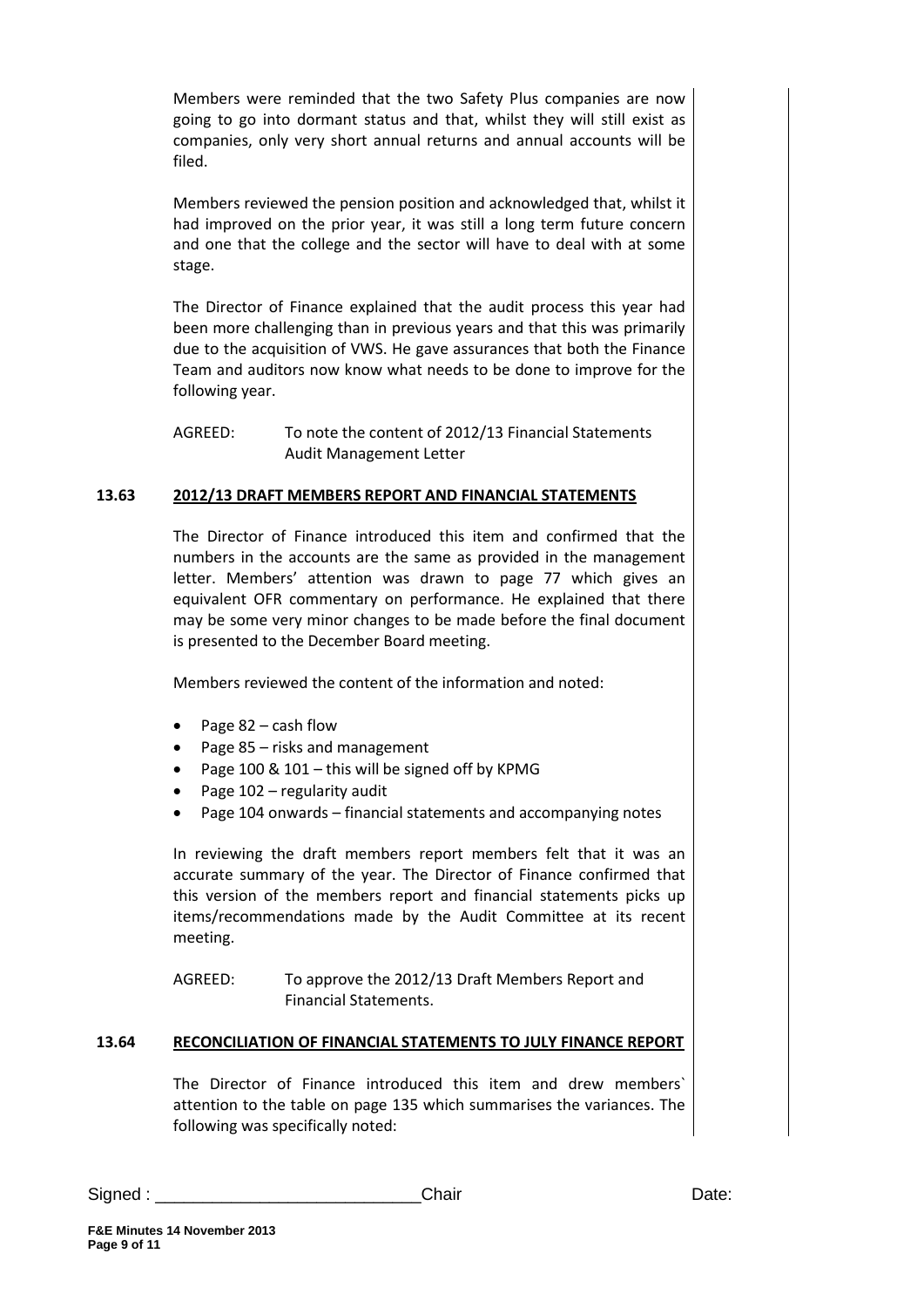Members were reminded that the two Safety Plus companies are now going to go into dormant status and that, whilst they will still exist as companies, only very short annual returns and annual accounts will be filed.

Members reviewed the pension position and acknowledged that, whilst it had improved on the prior year, it was still a long term future concern and one that the college and the sector will have to deal with at some stage.

The Director of Finance explained that the audit process this year had been more challenging than in previous years and that this was primarily due to the acquisition of VWS. He gave assurances that both the Finance Team and auditors now know what needs to be done to improve for the following year.

AGREED: To note the content of 2012/13 Financial Statements Audit Management Letter

**13.63 2012/13 DRAFT MEMBERS REPORT AND FINANCIAL STATEMENTS**

The Director of Finance introduced this item and confirmed that the numbers in the accounts are the same as provided in the management letter. Members' attention was drawn to page 77 which gives an equivalent OFR commentary on performance. He explained that there may be some very minor changes to be made before the final document is presented to the December Board meeting.

Members reviewed the content of the information and noted:

- Page 82 – cash flow
- Page 85 – risks and management
- Page 100 & 101 – this will be signed off by KPMG
- Page 102 – regularity audit
- Page 104 onwards – financial statements and accompanying notes

In reviewing the draft members report members felt that it was an accurate summary of the year. The Director of Finance confirmed that this version of the members report and financial statements picks up items/recommendations made by the Audit Committee at its recent meeting.

AGREED: To approve the 2012/13 Draft Members Report and Financial Statements.

**13.64 RECONCILIATION OF FINANCIAL STATEMENTS TO JULY FINANCE REPORT**

The Director of Finance introduced this item and drew members` attention to the table on page 135 which summarises the variances. The following was specifically noted:

Signed : ___________________________Chair Date:

F&E Minutes 14 November 2013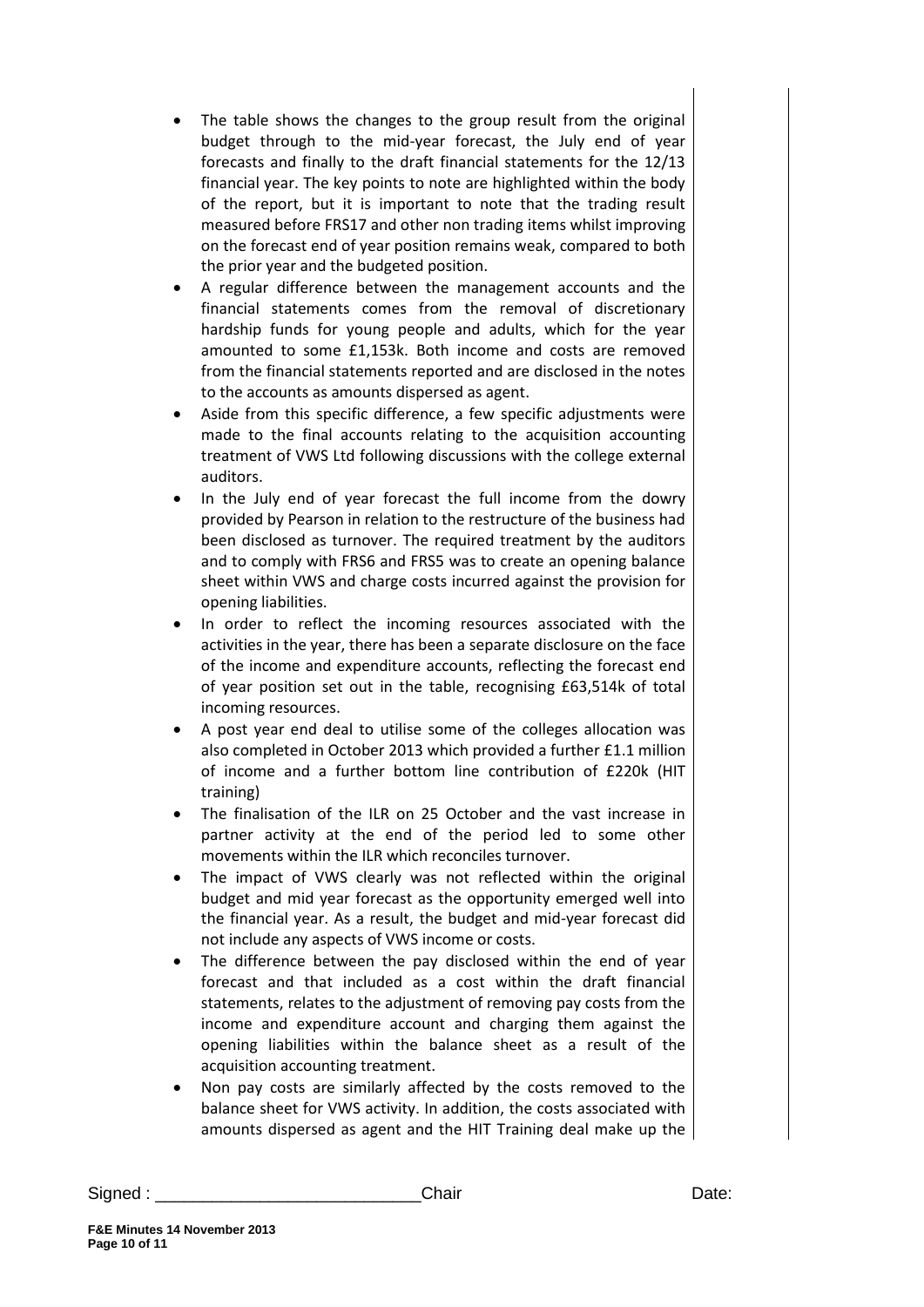- The table shows the changes to the group result from the original budget through to the mid-year forecast, the July end of year forecasts and finally to the draft financial statements for the 12/13 financial year. The key points to note are highlighted within the body of the report, but it is important to note that the trading result measured before FRS17 and other non trading items whilst improving on the forecast end of year position remains weak, compared to both the prior year and the budgeted position.
- A regular difference between the management accounts and the financial statements comes from the removal of discretionary hardship funds for young people and adults, which for the year amounted to some £1,153k. Both income and costs are removed from the financial statements reported and are disclosed in the notes to the accounts as amounts dispersed as agent.
- Aside from this specific difference, a few specific adjustments were made to the final accounts relating to the acquisition accounting treatment of VWS Ltd following discussions with the college external auditors.
- In the July end of year forecast the full income from the dowry provided by Pearson in relation to the restructure of the business had been disclosed as turnover. The required treatment by the auditors and to comply with FRS6 and FRS5 was to create an opening balance sheet within VWS and charge costs incurred against the provision for opening liabilities.
- In order to reflect the incoming resources associated with the activities in the year, there has been a separate disclosure on the face of the income and expenditure accounts, reflecting the forecast end of year position set out in the table, recognising £63,514k of total incoming resources.
- A post year end deal to utilise some of the colleges allocation was also completed in October 2013 which provided a further £1.1 million of income and a further bottom line contribution of £220k (HIT training)
- The finalisation of the ILR on 25 October and the vast increase in partner activity at the end of the period led to some other movements within the ILR which reconciles turnover.
- The impact of VWS clearly was not reflected within the original budget and mid year forecast as the opportunity emerged well into the financial year. As a result, the budget and mid-year forecast did not include any aspects of VWS income or costs.
- The difference between the pay disclosed within the end of year forecast and that included as a cost within the draft financial statements, relates to the adjustment of removing pay costs from the income and expenditure account and charging them against the opening liabilities within the balance sheet as a result of the acquisition accounting treatment.
- Non pay costs are similarly affected by the costs removed to the balance sheet for VWS activity. In addition, the costs associated with amounts dispersed as agent and the HIT Training deal make up the

Signed : ___________________________ Chair Date: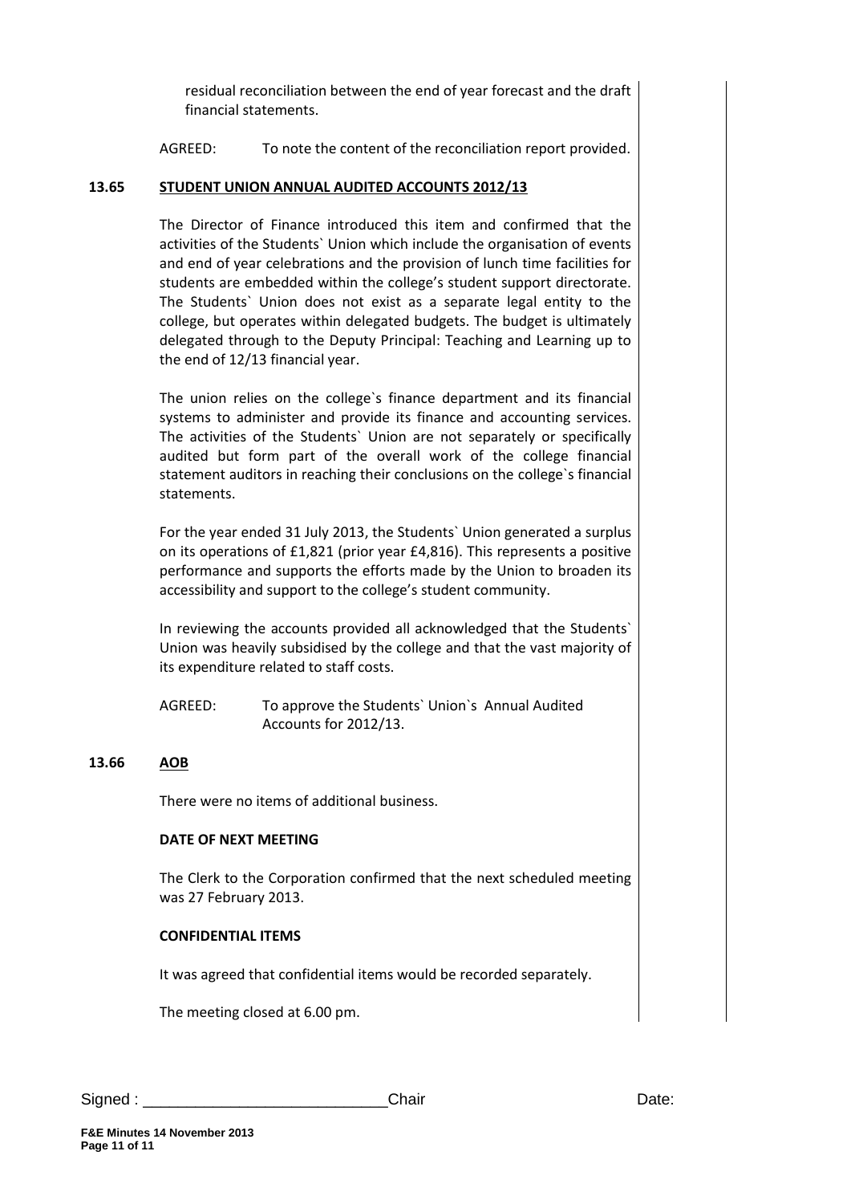residual reconciliation between the end of year forecast and the draft financial statements.

AGREED: To note the content of the reconciliation report provided.

**13.65 STUDENT UNION ANNUAL AUDITED ACCOUNTS 2012/13**

The Director of Finance introduced this item and confirmed that the activities of the Students` Union which include the organisation of events and end of year celebrations and the provision of lunch time facilities for students are embedded within the college's student support directorate. The Students` Union does not exist as a separate legal entity to the college, but operates within delegated budgets. The budget is ultimately delegated through to the Deputy Principal: Teaching and Learning up to the end of 12/13 financial year.

The union relies on the college`s finance department and its financial systems to administer and provide its finance and accounting services. The activities of the Students` Union are not separately or specifically audited but form part of the overall work of the college financial statement auditors in reaching their conclusions on the college`s financial statements.

For the year ended 31 July 2013, the Students` Union generated a surplus on its operations of £1,821 (prior year £4,816). This represents a positive performance and supports the efforts made by the Union to broaden its accessibility and support to the college's student community.

In reviewing the accounts provided all acknowledged that the Students` Union was heavily subsidised by the college and that the vast majority of its expenditure related to staff costs.

AGREED: To approve the Students` Union`s Annual Audited Accounts for 2012/13.

**13.66 AOB**

There were no items of additional business.

**DATE OF NEXT MEETING**

The Clerk to the Corporation confirmed that the next scheduled meeting was 27 February 2013.

**CONFIDENTIAL ITEMS**

It was agreed that confidential items would be recorded separately.

The meeting closed at 6.00 pm.

Signed : ___________________________Chair Date: